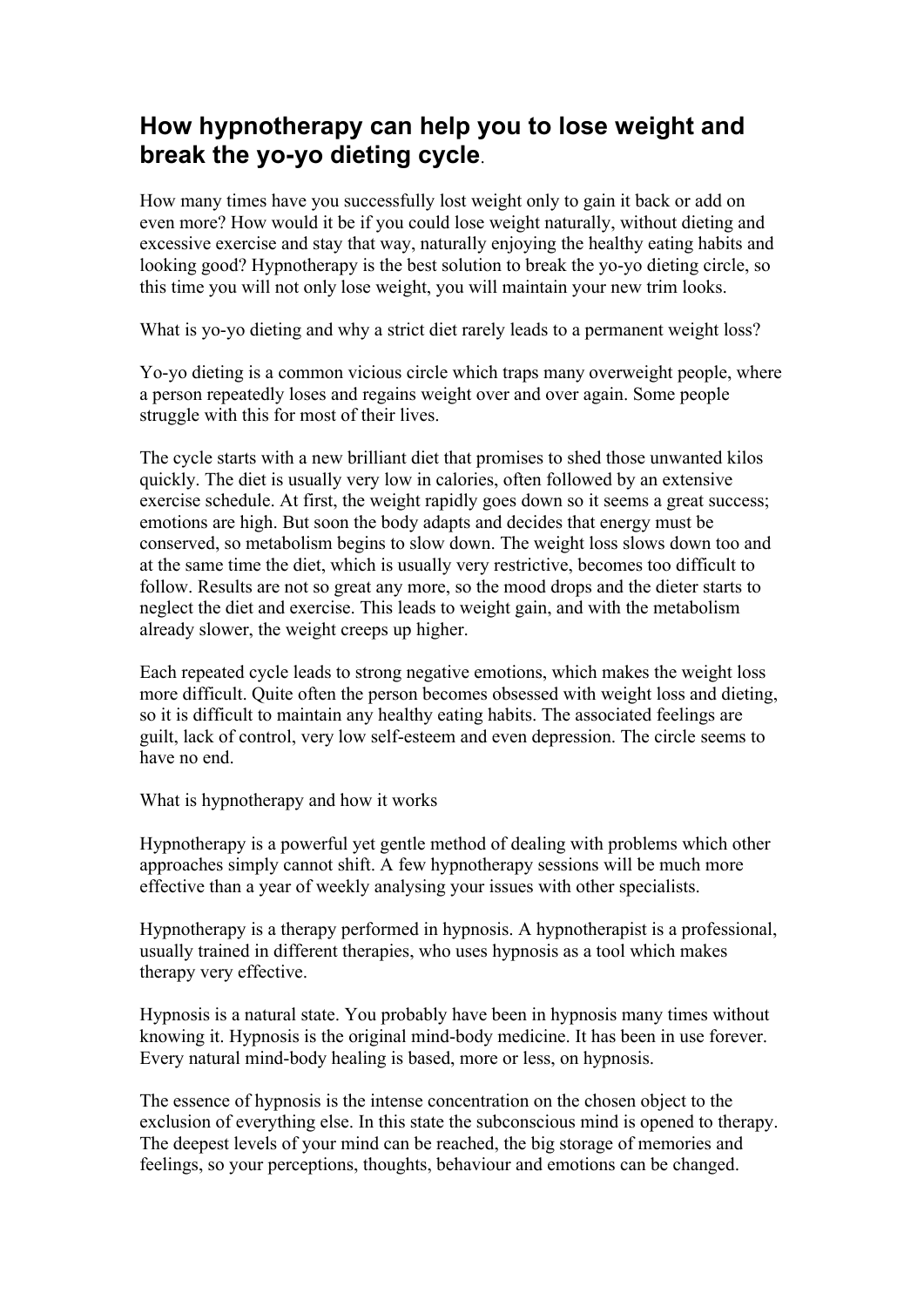# How hypnotherapy can help you to lose weight and break the yo-yo dieting cycle.

How many times have you successfully lost weight only to gain it back or add on even more? How would it be if you could lose weight naturally, without dieting and excessive exercise and stay that way, naturally enjoying the healthy eating habits and looking good? Hypnotherapy is the best solution to break the yo-yo dieting circle, so this time you will not only lose weight, you will maintain your new trim looks.

What is yo-yo dieting and why a strict diet rarely leads to a permanent weight loss?

Yo-yo dieting is a common vicious circle which traps many overweight people, where a person repeatedly loses and regains weight over and over again. Some people struggle with this for most of their lives.

The cycle starts with a new brilliant diet that promises to shed those unwanted kilos quickly. The diet is usually very low in calories, often followed by an extensive exercise schedule. At first, the weight rapidly goes down so it seems a great success; emotions are high. But soon the body adapts and decides that energy must be conserved, so metabolism begins to slow down. The weight loss slows down too and at the same time the diet, which is usually very restrictive, becomes too difficult to follow. Results are not so great any more, so the mood drops and the dieter starts to neglect the diet and exercise. This leads to weight gain, and with the metabolism already slower, the weight creeps up higher.

Each repeated cycle leads to strong negative emotions, which makes the weight loss more difficult. Quite often the person becomes obsessed with weight loss and dieting, so it is difficult to maintain any healthy eating habits. The associated feelings are guilt, lack of control, very low self-esteem and even depression. The circle seems to have no end.

What is hypnotherapy and how it works

Hypnotherapy is a powerful yet gentle method of dealing with problems which other approaches simply cannot shift. A few hypnotherapy sessions will be much more effective than a year of weekly analysing your issues with other specialists.

Hypnotherapy is a therapy performed in hypnosis. A hypnotherapist is a professional, usually trained in different therapies, who uses hypnosis as a tool which makes therapy very effective.

Hypnosis is a natural state. You probably have been in hypnosis many times without knowing it. Hypnosis is the original mind-body medicine. It has been in use forever. Every natural mind-body healing is based, more or less, on hypnosis.

The essence of hypnosis is the intense concentration on the chosen object to the exclusion of everything else. In this state the subconscious mind is opened to therapy. The deepest levels of your mind can be reached, the big storage of memories and feelings, so your perceptions, thoughts, behaviour and emotions can be changed.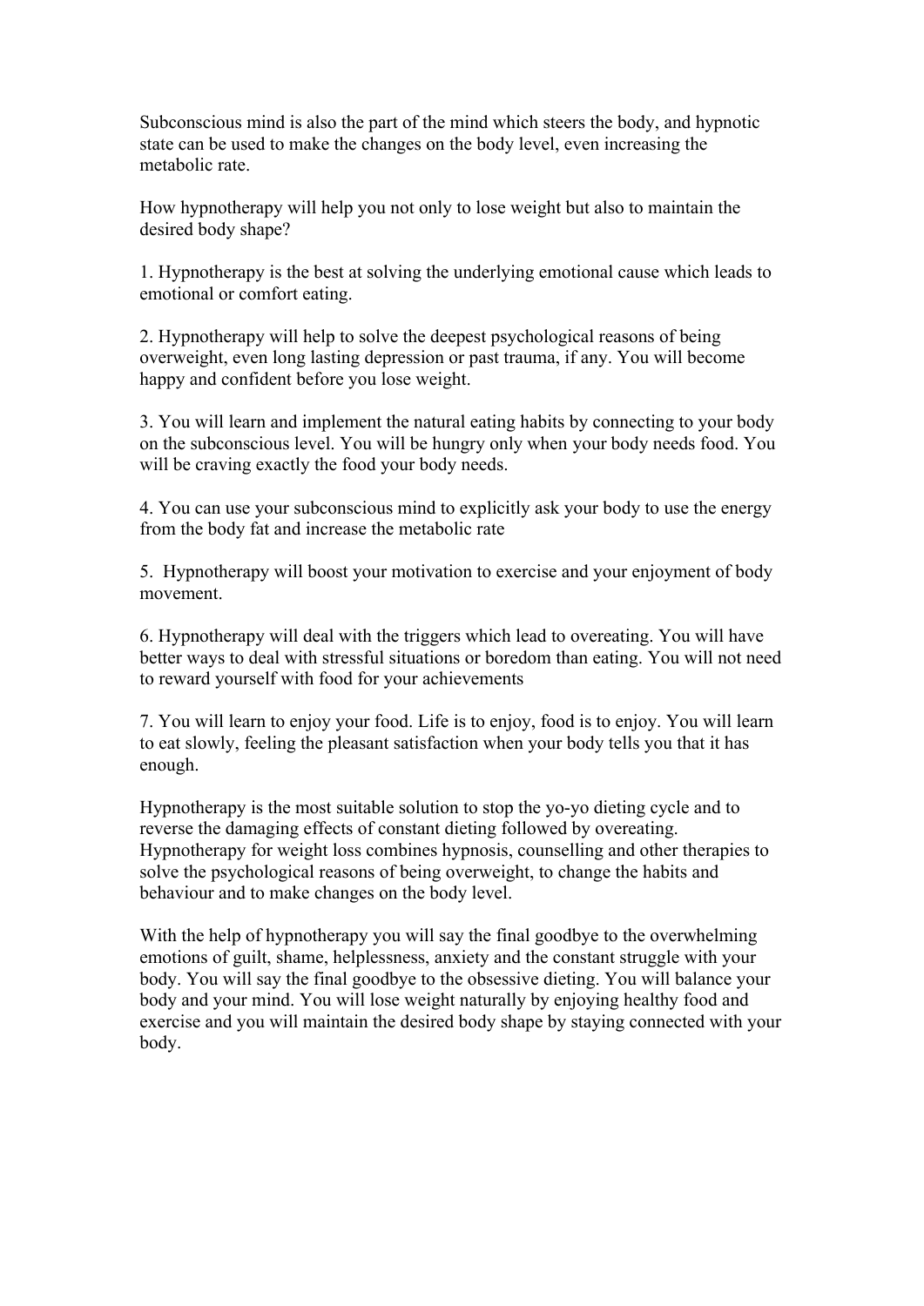Subconscious mind is also the part of the mind which steers the body, and hypnotic state can be used to make the changes on the body level, even increasing the metabolic rate.

How hypnotherapy will help you not only to lose weight but also to maintain the desired body shape?

1. Hypnotherapy is the best at solving the underlying emotional cause which leads to emotional or comfort eating.

2. Hypnotherapy will help to solve the deepest psychological reasons of being overweight, even long lasting depression or past trauma, if any. You will become happy and confident before you lose weight.

3. You will learn and implement the natural eating habits by connecting to your body on the subconscious level. You will be hungry only when your body needs food. You will be craving exactly the food your body needs.

4. You can use your subconscious mind to explicitly ask your body to use the energy from the body fat and increase the metabolic rate

5. Hypnotherapy will boost your motivation to exercise and your enjoyment of body movement.

6. Hypnotherapy will deal with the triggers which lead to overeating. You will have better ways to deal with stressful situations or boredom than eating. You will not need to reward yourself with food for your achievements

7. You will learn to enjoy your food. Life is to enjoy, food is to enjoy. You will learn to eat slowly, feeling the pleasant satisfaction when your body tells you that it has enough.

Hypnotherapy is the most suitable solution to stop the yo-yo dieting cycle and to reverse the damaging effects of constant dieting followed by overeating. Hypnotherapy for weight loss combines hypnosis, counselling and other therapies to solve the psychological reasons of being overweight, to change the habits and behaviour and to make changes on the body level.

With the help of hypnotherapy you will say the final goodbye to the overwhelming emotions of guilt, shame, helplessness, anxiety and the constant struggle with your body. You will say the final goodbye to the obsessive dieting. You will balance your body and your mind. You will lose weight naturally by enjoying healthy food and exercise and you will maintain the desired body shape by staying connected with your body.